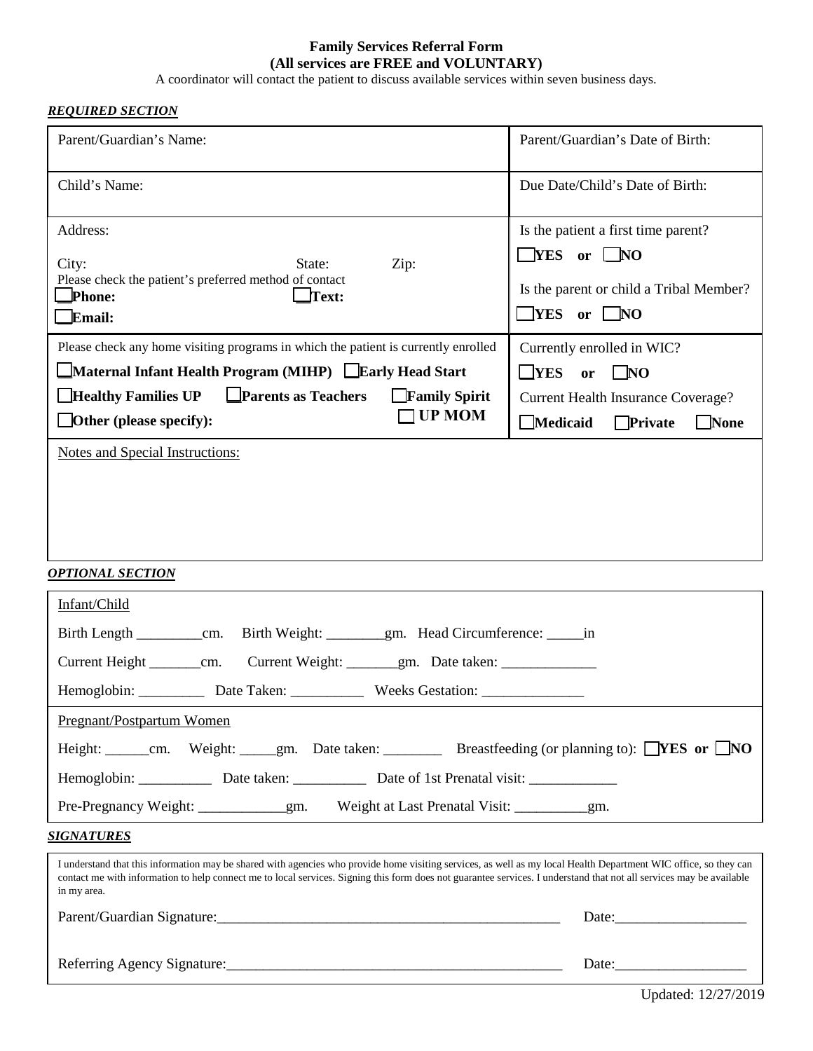**Family Services Referral Form**
**(All services are FREE and VOLUNTARY)**

A coordinator will contact the patient to discuss available services within seven business days.

***REQUIRED SECTION***

| | |
|---|---|
| Parent/Guardian's Name: | Parent/Guardian's Date of Birth: |
| Child's Name: | Due Date/Child's Date of Birth: |
| Address:<br>City: State: Zip:<br>Please check the patient's preferred method of contact<br>☐ **Phone:** ☐ **Text:**<br>☐ **Email:** | Is the patient a first time parent?<br>☐ **YES or** ☐ **NO**<br>Is the parent or child a Tribal Member?<br>☐ **YES or** ☐ **NO** |
| Please check any home visiting programs in which the patient is currently enrolled<br>☐ **Maternal Infant Health Program (MIHP)** ☐ **Early Head Start**<br>☐ **Healthy Families UP** ☐ **Parents as Teachers** ☐ **Family Spirit**<br>☐ **Other (please specify):** ☐ **UP MOM** | Currently enrolled in WIC?<br>☐ **YES or** ☐ **NO**<br>Current Health Insurance Coverage?<br>☐ **Medicaid** ☐ **Private** ☐ **None** |

Notes and Special Instructions:

***OPTIONAL SECTION***

Infant/Child

Birth Length _________cm. Birth Weight: ________gm. Head Circumference: _____in

Current Height _______cm. Current Weight: _______gm. Date taken: _____________

Hemoglobin: _________ Date Taken: __________ Weeks Gestation: ______________

Pregnant/Postpartum Women

Height: ______cm. Weight: _____gm. Date taken: ________ Breastfeeding (or planning to): ☐ **YES or** ☐ **NO**

Hemoglobin: __________ Date taken: __________ Date of 1st Prenatal visit: ____________

Pre-Pregnancy Weight: ____________gm. Weight at Last Prenatal Visit: __________gm.

***SIGNATURES***

I understand that this information may be shared with agencies who provide home visiting services, as well as my local Health Department WIC office, so they can contact me with information to help connect me to local services. Signing this form does not guarantee services. I understand that not all services may be available in my area.

Parent/Guardian Signature:_________________________________________________ Date:__________________

Referring Agency Signature:________________________________________________ Date:__________________

Updated: 12/27/2019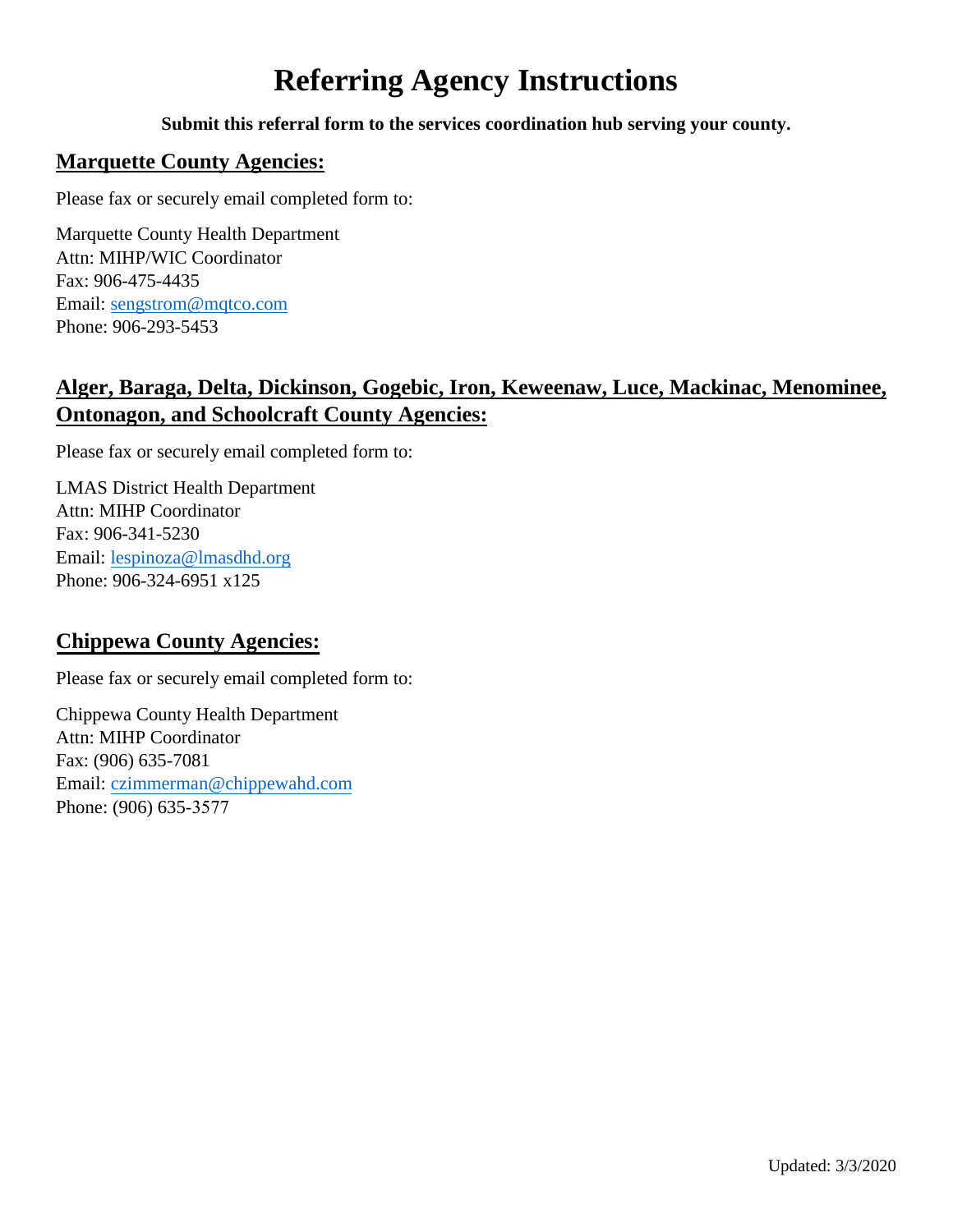# Referring Agency Instructions

**Submit this referral form to the services coordination hub serving your county.**

## Marquette County Agencies:

Please fax or securely email completed form to:

Marquette County Health Department
Attn: MIHP/WIC Coordinator
Fax: 906-475-4435
Email: sengstrom@mqtco.com
Phone: 906-293-5453

## Alger, Baraga, Delta, Dickinson, Gogebic, Iron, Keweenaw, Luce, Mackinac, Menominee, Ontonagon, and Schoolcraft County Agencies:

Please fax or securely email completed form to:

LMAS District Health Department
Attn: MIHP Coordinator
Fax: 906-341-5230
Email: lespinoza@lmasdhd.org
Phone: 906-324-6951 x125

## Chippewa County Agencies:

Please fax or securely email completed form to:

Chippewa County Health Department
Attn: MIHP Coordinator
Fax: (906) 635-7081
Email: czimmerman@chippewahd.com
Phone: (906) 635-3577

Updated: 3/3/2020